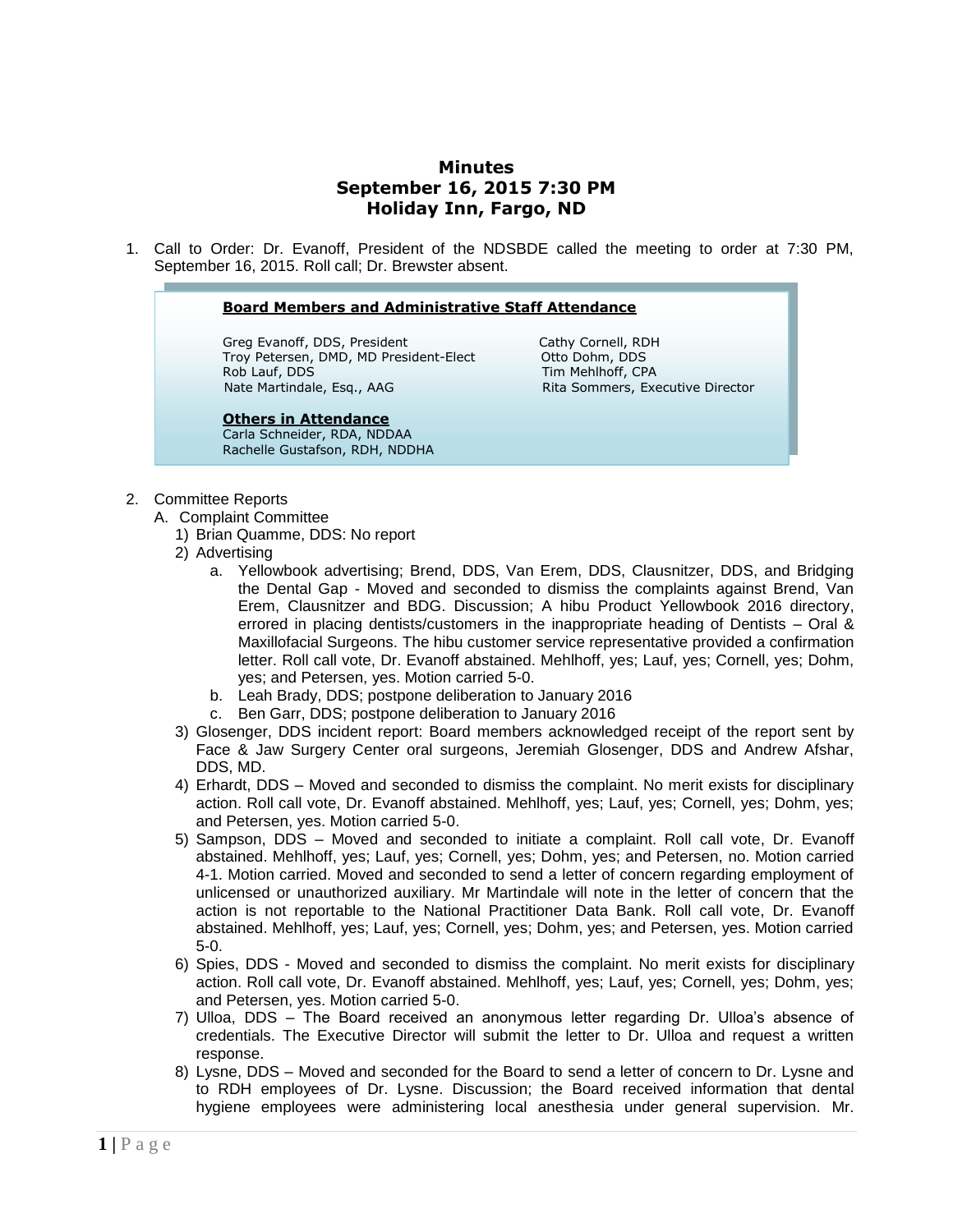# Minutes
## September 16, 2015 7:30 PM
## Holiday Inn, Fargo, ND

1. Call to Order: Dr. Evanoff, President of the NDSBDE called the meeting to order at 7:30 PM, September 16, 2015. Roll call; Dr. Brewster absent.

**Board Members and Administrative Staff Attendance**

Greg Evanoff, DDS, President
Troy Petersen, DMD, MD President-Elect
Rob Lauf, DDS
Nate Martindale, Esq., AAG
Cathy Cornell, RDH
Otto Dohm, DDS
Tim Mehlhoff, CPA
Rita Sommers, Executive Director

**Others in Attendance**
Carla Schneider, RDA, NDDAA
Rachelle Gustafson, RDH, NDDHA

2. Committee Reports
   A. Complaint Committee
      1) Brian Quamme, DDS: No report
      2) Advertising
         a. Yellowbook advertising; Brend, DDS, Van Erem, DDS, Clausnitzer, DDS, and Bridging the Dental Gap - Moved and seconded to dismiss the complaints against Brend, Van Erem, Clausnitzer and BDG. Discussion; A hibu Product Yellowbook 2016 directory, errored in placing dentists/customers in the inappropriate heading of Dentists – Oral & Maxillofacial Surgeons. The hibu customer service representative provided a confirmation letter. Roll call vote, Dr. Evanoff abstained. Mehlhoff, yes; Lauf, yes; Cornell, yes; Dohm, yes; and Petersen, yes. Motion carried 5-0.
         b. Leah Brady, DDS; postpone deliberation to January 2016
         c. Ben Garr, DDS; postpone deliberation to January 2016
      3) Glosenger, DDS incident report: Board members acknowledged receipt of the report sent by Face & Jaw Surgery Center oral surgeons, Jeremiah Glosenger, DDS and Andrew Afshar, DDS, MD.
      4) Erhardt, DDS – Moved and seconded to dismiss the complaint. No merit exists for disciplinary action. Roll call vote, Dr. Evanoff abstained. Mehlhoff, yes; Lauf, yes; Cornell, yes; Dohm, yes; and Petersen, yes. Motion carried 5-0.
      5) Sampson, DDS – Moved and seconded to initiate a complaint. Roll call vote, Dr. Evanoff abstained. Mehlhoff, yes; Lauf, yes; Cornell, yes; Dohm, yes; and Petersen, no. Motion carried 4-1. Motion carried. Moved and seconded to send a letter of concern regarding employment of unlicensed or unauthorized auxiliary. Mr Martindale will note in the letter of concern that the action is not reportable to the National Practitioner Data Bank. Roll call vote, Dr. Evanoff abstained. Mehlhoff, yes; Lauf, yes; Cornell, yes; Dohm, yes; and Petersen, yes. Motion carried 5-0.
      6) Spies, DDS - Moved and seconded to dismiss the complaint. No merit exists for disciplinary action. Roll call vote, Dr. Evanoff abstained. Mehlhoff, yes; Lauf, yes; Cornell, yes; Dohm, yes; and Petersen, yes. Motion carried 5-0.
      7) Ulloa, DDS – The Board received an anonymous letter regarding Dr. Ulloa's absence of credentials. The Executive Director will submit the letter to Dr. Ulloa and request a written response.
      8) Lysne, DDS – Moved and seconded for the Board to send a letter of concern to Dr. Lysne and to RDH employees of Dr. Lysne. Discussion; the Board received information that dental hygiene employees were administering local anesthesia under general supervision. Mr.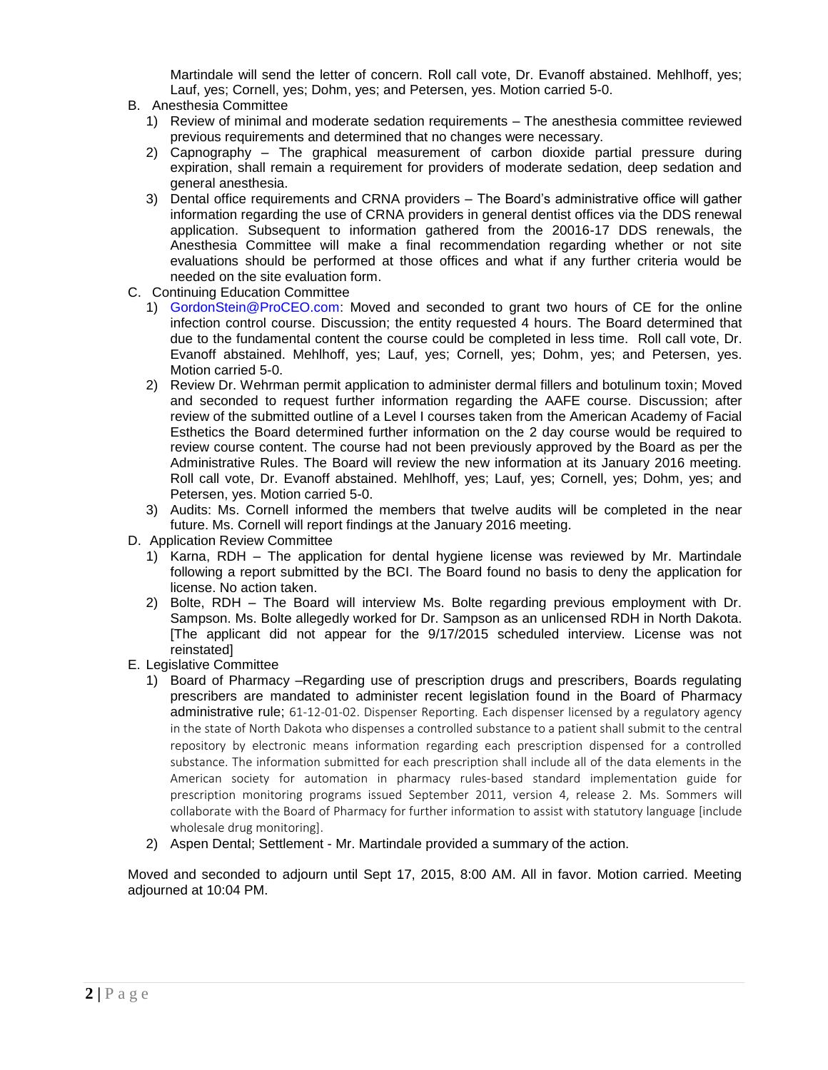Martindale will send the letter of concern. Roll call vote, Dr. Evanoff abstained. Mehlhoff, yes; Lauf, yes; Cornell, yes; Dohm, yes; and Petersen, yes. Motion carried 5-0.

B. Anesthesia Committee
   1) Review of minimal and moderate sedation requirements – The anesthesia committee reviewed previous requirements and determined that no changes were necessary.
   2) Capnography – The graphical measurement of carbon dioxide partial pressure during expiration, shall remain a requirement for providers of moderate sedation, deep sedation and general anesthesia.
   3) Dental office requirements and CRNA providers – The Board's administrative office will gather information regarding the use of CRNA providers in general dentist offices via the DDS renewal application. Subsequent to information gathered from the 20016-17 DDS renewals, the Anesthesia Committee will make a final recommendation regarding whether or not site evaluations should be performed at those offices and what if any further criteria would be needed on the site evaluation form.

C. Continuing Education Committee
   1) GordonStein@ProCEO.com: Moved and seconded to grant two hours of CE for the online infection control course. Discussion; the entity requested 4 hours. The Board determined that due to the fundamental content the course could be completed in less time. Roll call vote, Dr. Evanoff abstained. Mehlhoff, yes; Lauf, yes; Cornell, yes; Dohm, yes; and Petersen, yes. Motion carried 5-0.
   2) Review Dr. Wehrman permit application to administer dermal fillers and botulinum toxin; Moved and seconded to request further information regarding the AAFE course. Discussion; after review of the submitted outline of a Level I courses taken from the American Academy of Facial Esthetics the Board determined further information on the 2 day course would be required to review course content. The course had not been previously approved by the Board as per the Administrative Rules. The Board will review the new information at its January 2016 meeting. Roll call vote, Dr. Evanoff abstained. Mehlhoff, yes; Lauf, yes; Cornell, yes; Dohm, yes; and Petersen, yes. Motion carried 5-0.
   3) Audits: Ms. Cornell informed the members that twelve audits will be completed in the near future. Ms. Cornell will report findings at the January 2016 meeting.

D. Application Review Committee
   1) Karna, RDH – The application for dental hygiene license was reviewed by Mr. Martindale following a report submitted by the BCI. The Board found no basis to deny the application for license. No action taken.
   2) Bolte, RDH – The Board will interview Ms. Bolte regarding previous employment with Dr. Sampson. Ms. Bolte allegedly worked for Dr. Sampson as an unlicensed RDH in North Dakota. [The applicant did not appear for the 9/17/2015 scheduled interview. License was not reinstated]

E. Legislative Committee
   1) Board of Pharmacy –Regarding use of prescription drugs and prescribers, Boards regulating prescribers are mandated to administer recent legislation found in the Board of Pharmacy administrative rule; 61-12-01-02. Dispenser Reporting. Each dispenser licensed by a regulatory agency in the state of North Dakota who dispenses a controlled substance to a patient shall submit to the central repository by electronic means information regarding each prescription dispensed for a controlled substance. The information submitted for each prescription shall include all of the data elements in the American society for automation in pharmacy rules-based standard implementation guide for prescription monitoring programs issued September 2011, version 4, release 2. Ms. Sommers will collaborate with the Board of Pharmacy for further information to assist with statutory language [include wholesale drug monitoring].
   2) Aspen Dental; Settlement - Mr. Martindale provided a summary of the action.

Moved and seconded to adjourn until Sept 17, 2015, 8:00 AM. All in favor. Motion carried. Meeting adjourned at 10:04 PM.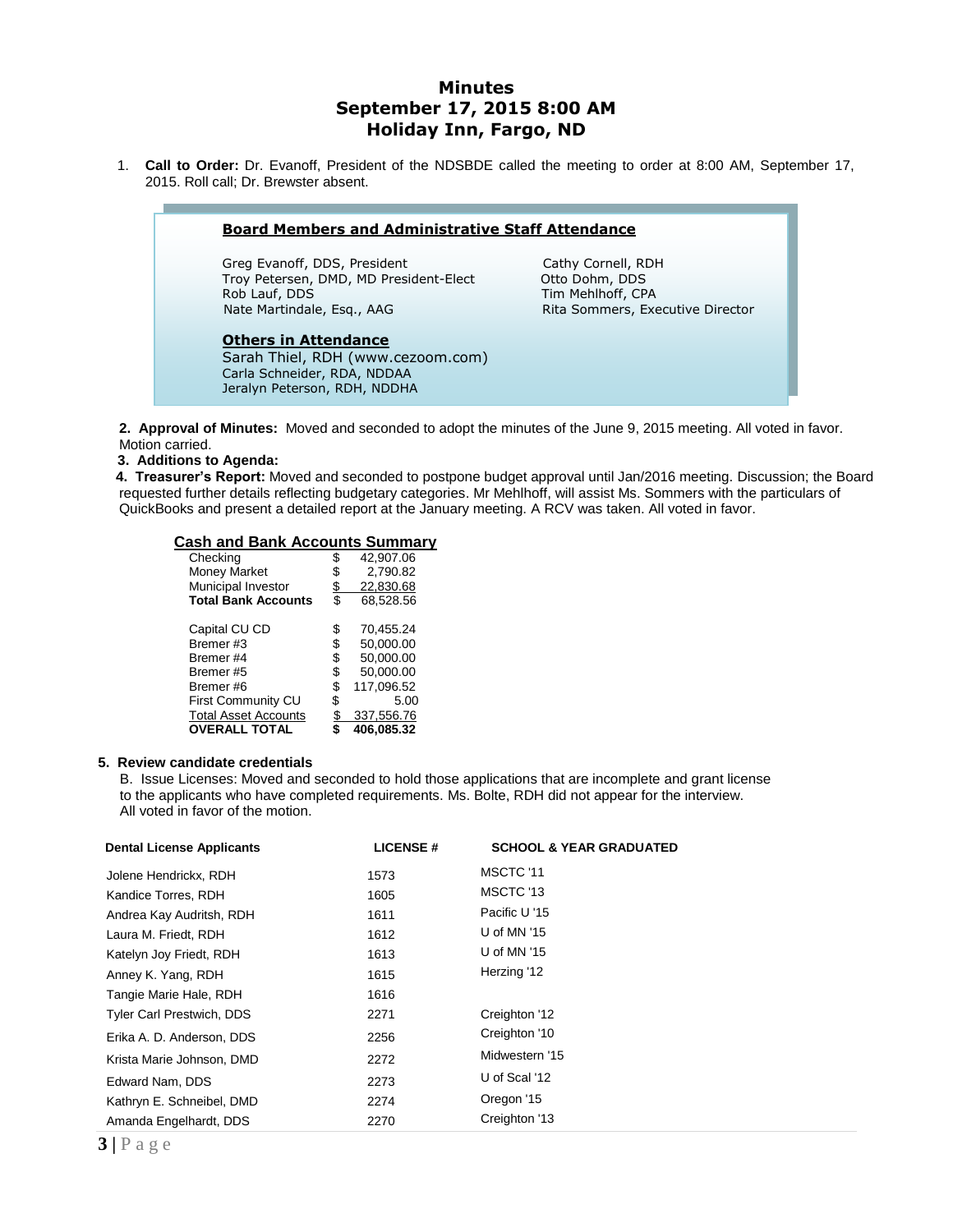# Minutes
# September 17, 2015 8:00 AM
# Holiday Inn, Fargo, ND

1. **Call to Order:** Dr. Evanoff, President of the NDSBDE called the meeting to order at 8:00 AM, September 17, 2015. Roll call; Dr. Brewster absent.

**Board Members and Administrative Staff Attendance**

Greg Evanoff, DDS, President
Troy Petersen, DMD, MD President-Elect
Rob Lauf, DDS
Nate Martindale, Esq., AAG
Cathy Cornell, RDH
Otto Dohm, DDS
Tim Mehlhoff, CPA
Rita Sommers, Executive Director

**Others in Attendance**

Sarah Thiel, RDH (www.cezoom.com)
Carla Schneider, RDA, NDDAA
Jeralyn Peterson, RDH, NDDHA

2. **Approval of Minutes:** Moved and seconded to adopt the minutes of the June 9, 2015 meeting. All voted in favor. Motion carried.

3. **Additions to Agenda:**

4. **Treasurer's Report:** Moved and seconded to postpone budget approval until Jan/2016 meeting. Discussion; the Board requested further details reflecting budgetary categories. Mr Mehlhoff, will assist Ms. Sommers with the particulars of QuickBooks and present a detailed report at the January meeting. A RCV was taken. All voted in favor.

**Cash and Bank Accounts Summary**

| | |
|---|---|
| Checking | $ 42,907.06 |
| Money Market | $ 2,790.82 |
| Municipal Investor | $ 22,830.68 |
| **Total Bank Accounts** | $ 68,528.56 |
| | |
| Capital CU CD | $ 70,455.24 |
| Bremer #3 | $ 50,000.00 |
| Bremer #4 | $ 50,000.00 |
| Bremer #5 | $ 50,000.00 |
| Bremer #6 | $ 117,096.52 |
| First Community CU | $ 5.00 |
| Total Asset Accounts | $ 337,556.76 |
| **OVERALL TOTAL** | **$ 406,085.32** |

5. **Review candidate credentials**

B. Issue Licenses: Moved and seconded to hold those applications that are incomplete and grant license to the applicants who have completed requirements. Ms. Bolte, RDH did not appear for the interview. All voted in favor of the motion.

| Dental License Applicants | LICENSE # | SCHOOL & YEAR GRADUATED |
|---|---|---|
| Jolene Hendrickx, RDH | 1573 | MSCTC '11 |
| Kandice Torres, RDH | 1605 | MSCTC '13 |
| Andrea Kay Audritsh, RDH | 1611 | Pacific U '15 |
| Laura M. Friedt, RDH | 1612 | U of MN '15 |
| Katelyn Joy Friedt, RDH | 1613 | U of MN '15 |
| Anney K. Yang, RDH | 1615 | Herzing '12 |
| Tangie Marie Hale, RDH | 1616 | |
| Tyler Carl Prestwich, DDS | 2271 | Creighton '12 |
| Erika A. D. Anderson, DDS | 2256 | Creighton '10 |
| Krista Marie Johnson, DMD | 2272 | Midwestern '15 |
| Edward Nam, DDS | 2273 | U of Scal '12 |
| Kathryn E. Schneibel, DMD | 2274 | Oregon '15 |
| Amanda Engelhardt, DDS | 2270 | Creighton '13 |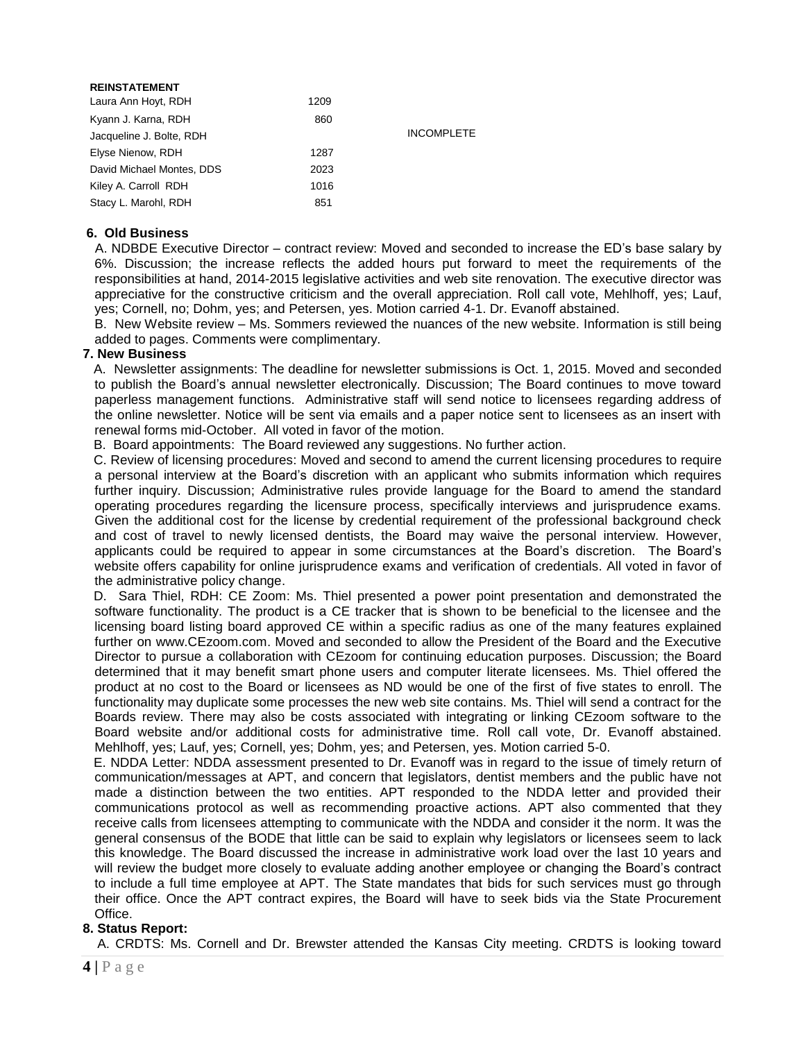**REINSTATEMENT**

| | | |
|---|---|---|
| Laura Ann Hoyt, RDH | 1209 | |
| Kyann J. Karna, RDH | 860 | |
| Jacqueline J. Bolte, RDH | | INCOMPLETE |
| Elyse Nienow, RDH | 1287 | |
| David Michael Montes, DDS | 2023 | |
| Kiley A. Carroll RDH | 1016 | |
| Stacy L. Marohl, RDH | 851 | |

**6. Old Business**

A. NDBDE Executive Director – contract review: Moved and seconded to increase the ED's base salary by 6%. Discussion; the increase reflects the added hours put forward to meet the requirements of the responsibilities at hand, 2014-2015 legislative activities and web site renovation. The executive director was appreciative for the constructive criticism and the overall appreciation. Roll call vote, Mehlhoff, yes; Lauf, yes; Cornell, no; Dohm, yes; and Petersen, yes. Motion carried 4-1. Dr. Evanoff abstained.

B. New Website review – Ms. Sommers reviewed the nuances of the new website. Information is still being added to pages. Comments were complimentary.

**7. New Business**

A. Newsletter assignments: The deadline for newsletter submissions is Oct. 1, 2015. Moved and seconded to publish the Board's annual newsletter electronically. Discussion; The Board continues to move toward paperless management functions. Administrative staff will send notice to licensees regarding address of the online newsletter. Notice will be sent via emails and a paper notice sent to licensees as an insert with renewal forms mid-October. All voted in favor of the motion.

B. Board appointments: The Board reviewed any suggestions. No further action.

C. Review of licensing procedures: Moved and second to amend the current licensing procedures to require a personal interview at the Board's discretion with an applicant who submits information which requires further inquiry. Discussion; Administrative rules provide language for the Board to amend the standard operating procedures regarding the licensure process, specifically interviews and jurisprudence exams. Given the additional cost for the license by credential requirement of the professional background check and cost of travel to newly licensed dentists, the Board may waive the personal interview. However, applicants could be required to appear in some circumstances at the Board's discretion. The Board's website offers capability for online jurisprudence exams and verification of credentials. All voted in favor of the administrative policy change.

D. Sara Thiel, RDH: CE Zoom: Ms. Thiel presented a power point presentation and demonstrated the software functionality. The product is a CE tracker that is shown to be beneficial to the licensee and the licensing board listing board approved CE within a specific radius as one of the many features explained further on www.CEzoom.com. Moved and seconded to allow the President of the Board and the Executive Director to pursue a collaboration with CEzoom for continuing education purposes. Discussion; the Board determined that it may benefit smart phone users and computer literate licensees. Ms. Thiel offered the product at no cost to the Board or licensees as ND would be one of the first of five states to enroll. The functionality may duplicate some processes the new web site contains. Ms. Thiel will send a contract for the Boards review. There may also be costs associated with integrating or linking CEzoom software to the Board website and/or additional costs for administrative time. Roll call vote, Dr. Evanoff abstained. Mehlhoff, yes; Lauf, yes; Cornell, yes; Dohm, yes; and Petersen, yes. Motion carried 5-0.

E. NDDA Letter: NDDA assessment presented to Dr. Evanoff was in regard to the issue of timely return of communication/messages at APT, and concern that legislators, dentist members and the public have not made a distinction between the two entities. APT responded to the NDDA letter and provided their communications protocol as well as recommending proactive actions. APT also commented that they receive calls from licensees attempting to communicate with the NDDA and consider it the norm. It was the general consensus of the BODE that little can be said to explain why legislators or licensees seem to lack this knowledge. The Board discussed the increase in administrative work load over the last 10 years and will review the budget more closely to evaluate adding another employee or changing the Board's contract to include a full time employee at APT. The State mandates that bids for such services must go through their office. Once the APT contract expires, the Board will have to seek bids via the State Procurement Office.

**8. Status Report:**

A. CRDTS: Ms. Cornell and Dr. Brewster attended the Kansas City meeting. CRDTS is looking toward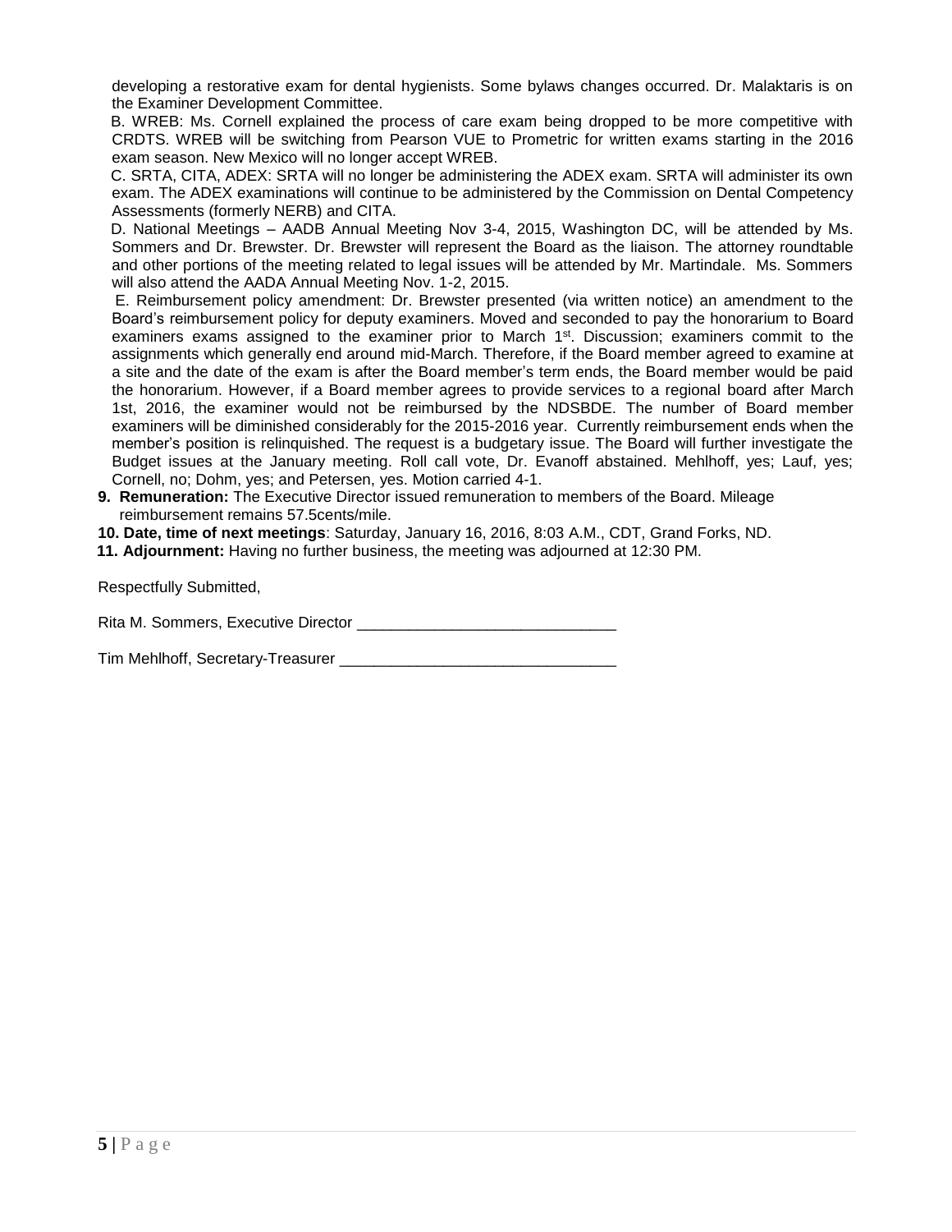developing a restorative exam for dental hygienists. Some bylaws changes occurred. Dr. Malaktaris is on the Examiner Development Committee.

B. WREB: Ms. Cornell explained the process of care exam being dropped to be more competitive with CRDTS. WREB will be switching from Pearson VUE to Prometric for written exams starting in the 2016 exam season. New Mexico will no longer accept WREB.

C. SRTA, CITA, ADEX: SRTA will no longer be administering the ADEX exam. SRTA will administer its own exam. The ADEX examinations will continue to be administered by the Commission on Dental Competency Assessments (formerly NERB) and CITA.

D. National Meetings – AADB Annual Meeting Nov 3-4, 2015, Washington DC, will be attended by Ms. Sommers and Dr. Brewster. Dr. Brewster will represent the Board as the liaison. The attorney roundtable and other portions of the meeting related to legal issues will be attended by Mr. Martindale. Ms. Sommers will also attend the AADA Annual Meeting Nov. 1-2, 2015.

E. Reimbursement policy amendment: Dr. Brewster presented (via written notice) an amendment to the Board's reimbursement policy for deputy examiners. Moved and seconded to pay the honorarium to Board examiners exams assigned to the examiner prior to March 1st. Discussion; examiners commit to the assignments which generally end around mid-March. Therefore, if the Board member agreed to examine at a site and the date of the exam is after the Board member's term ends, the Board member would be paid the honorarium. However, if a Board member agrees to provide services to a regional board after March 1st, 2016, the examiner would not be reimbursed by the NDSBDE. The number of Board member examiners will be diminished considerably for the 2015-2016 year. Currently reimbursement ends when the member's position is relinquished. The request is a budgetary issue. The Board will further investigate the Budget issues at the January meeting. Roll call vote, Dr. Evanoff abstained. Mehlhoff, yes; Lauf, yes; Cornell, no; Dohm, yes; and Petersen, yes. Motion carried 4-1.

**9. Remuneration:** The Executive Director issued remuneration to members of the Board. Mileage reimbursement remains 57.5cents/mile.

**10. Date, time of next meetings**: Saturday, January 16, 2016, 8:03 A.M., CDT, Grand Forks, ND.

**11. Adjournment:** Having no further business, the meeting was adjourned at 12:30 PM.

Respectfully Submitted,

Rita M. Sommers, Executive Director ______________________________

Tim Mehlhoff, Secretary-Treasurer ________________________________